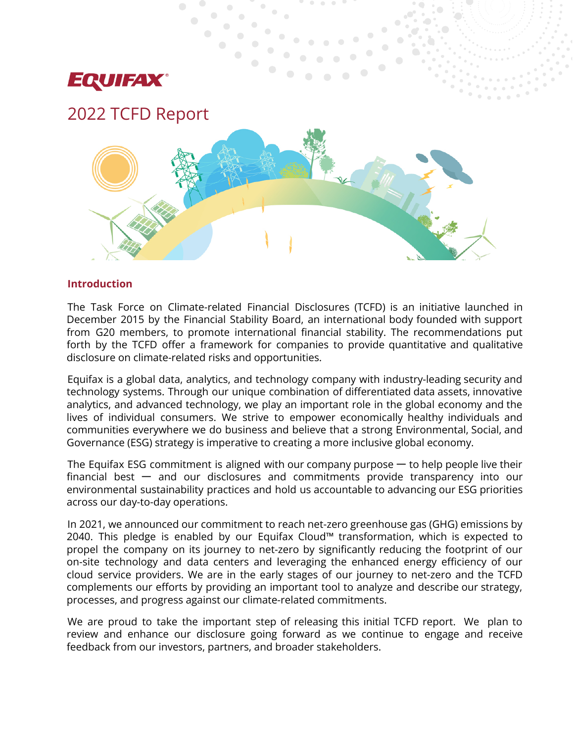# EQUIFAX

# 2022 TCFD Report

## Introduction

The Task Force on Climate-related Financial Disclosures (TCFD) is an initiative launched in December 2015 by the Financial Stability Board, an international body founded with support from G20 members, to promote international financial stability. The recommendations put forth by the TCFD offer a framework for companies to provide quantitative and qualitative disclosure on climate-related risks and opportunities.

Equifax is a global data, analytics, and technology company with industry-leading security and technology systems. Through our unique combination of differentiated data assets, innovative analytics, and advanced technology, we play an important role in the global economy and the lives of individual consumers. We strive to empower economically healthy individuals and communities everywhere we do business and believe that a strong Environmental, Social, and Governance (ESG) strategy is imperative to creating a more inclusive global economy.

The Equifax ESG commitment is aligned with our company purpose — to help people live their financial best — and our disclosures and commitments provide transparency into our environmental sustainability practices and hold us accountable to advancing our ESG priorities across our day-to-day operations.

In 2021, we announced our commitment to reach net-zero greenhouse gas (GHG) emissions by 2040. This pledge is enabled by our Equifax Cloud™ transformation, which is expected to propel the company on its journey to net-zero by significantly reducing the footprint of our on-site technology and data centers and leveraging the enhanced energy efficiency of our cloud service providers. We are in the early stages of our journey to net-zero and the TCFD complements our efforts by providing an important tool to analyze and describe our strategy, processes, and progress against our climate-related commitments.

We are proud to take the important step of releasing this initial TCFD report. We plan to review and enhance our disclosure going forward as we continue to engage and receive feedback from our investors, partners, and broader stakeholders.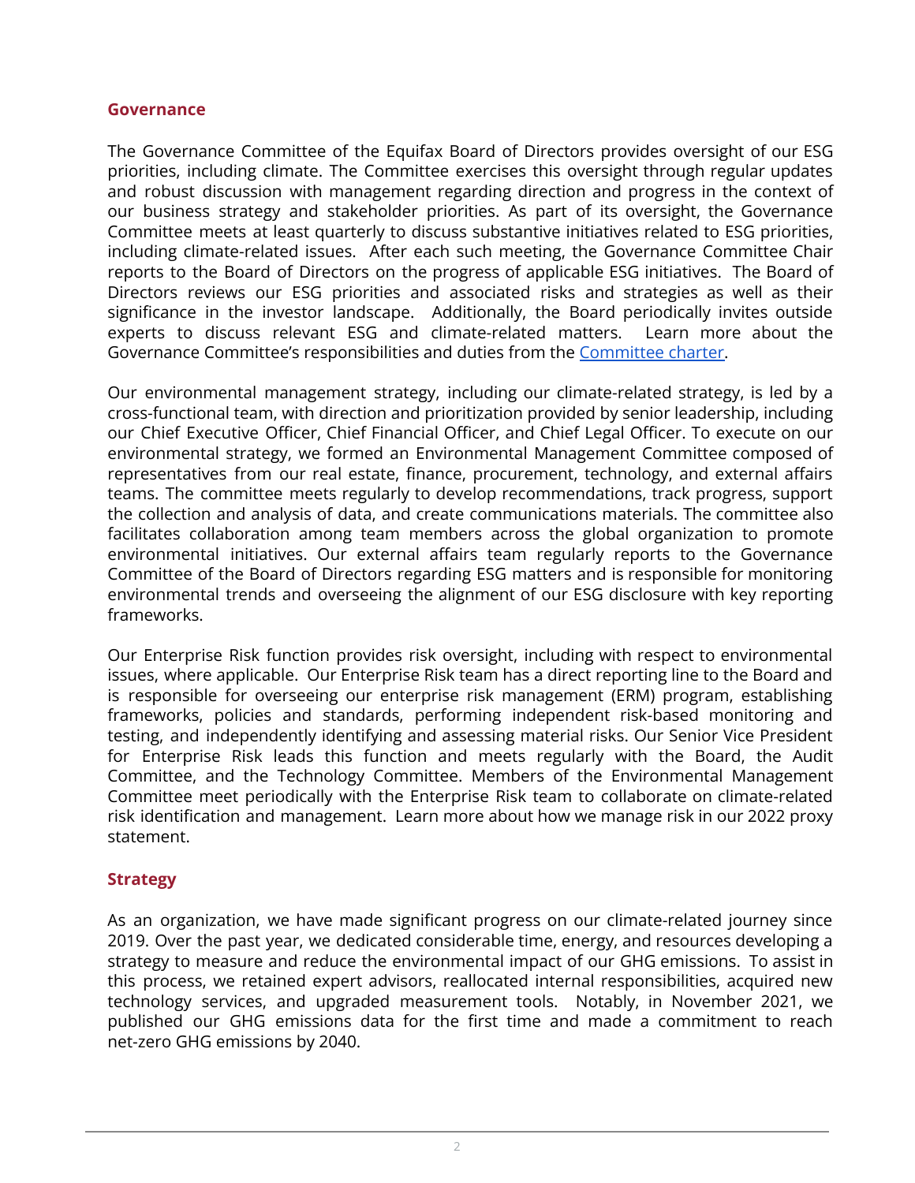## Governance

The Governance Committee of the Equifax Board of Directors provides oversight of our ESG priorities, including climate. The Committee exercises this oversight through regular updates and robust discussion with management regarding direction and progress in the context of our business strategy and stakeholder priorities. As part of its oversight, the Governance Committee meets at least quarterly to discuss substantive initiatives related to ESG priorities, including climate-related issues. After each such meeting, the Governance Committee Chair reports to the Board of Directors on the progress of applicable ESG initiatives. The Board of Directors reviews our ESG priorities and associated risks and strategies as well as their significance in the investor landscape. Additionally, the Board periodically invites outside experts to discuss relevant ESG and climate-related matters. Learn more about the Governance Committee's responsibilities and duties from the [Committee charter](Committee charter).

Our environmental management strategy, including our climate-related strategy, is led by a cross-functional team, with direction and prioritization provided by senior leadership, including our Chief Executive Officer, Chief Financial Officer, and Chief Legal Officer. To execute on our environmental strategy, we formed an Environmental Management Committee composed of representatives from our real estate, finance, procurement, technology, and external affairs teams. The committee meets regularly to develop recommendations, track progress, support the collection and analysis of data, and create communications materials. The committee also facilitates collaboration among team members across the global organization to promote environmental initiatives. Our external affairs team regularly reports to the Governance Committee of the Board of Directors regarding ESG matters and is responsible for monitoring environmental trends and overseeing the alignment of our ESG disclosure with key reporting frameworks.

Our Enterprise Risk function provides risk oversight, including with respect to environmental issues, where applicable. Our Enterprise Risk team has a direct reporting line to the Board and is responsible for overseeing our enterprise risk management (ERM) program, establishing frameworks, policies and standards, performing independent risk-based monitoring and testing, and independently identifying and assessing material risks. Our Senior Vice President for Enterprise Risk leads this function and meets regularly with the Board, the Audit Committee, and the Technology Committee. Members of the Environmental Management Committee meet periodically with the Enterprise Risk team to collaborate on climate-related risk identification and management. Learn more about how we manage risk in our 2022 proxy statement.

## Strategy

As an organization, we have made significant progress on our climate-related journey since 2019. Over the past year, we dedicated considerable time, energy, and resources developing a strategy to measure and reduce the environmental impact of our GHG emissions. To assist in this process, we retained expert advisors, reallocated internal responsibilities, acquired new technology services, and upgraded measurement tools. Notably, in November 2021, we published our GHG emissions data for the first time and made a commitment to reach net-zero GHG emissions by 2040.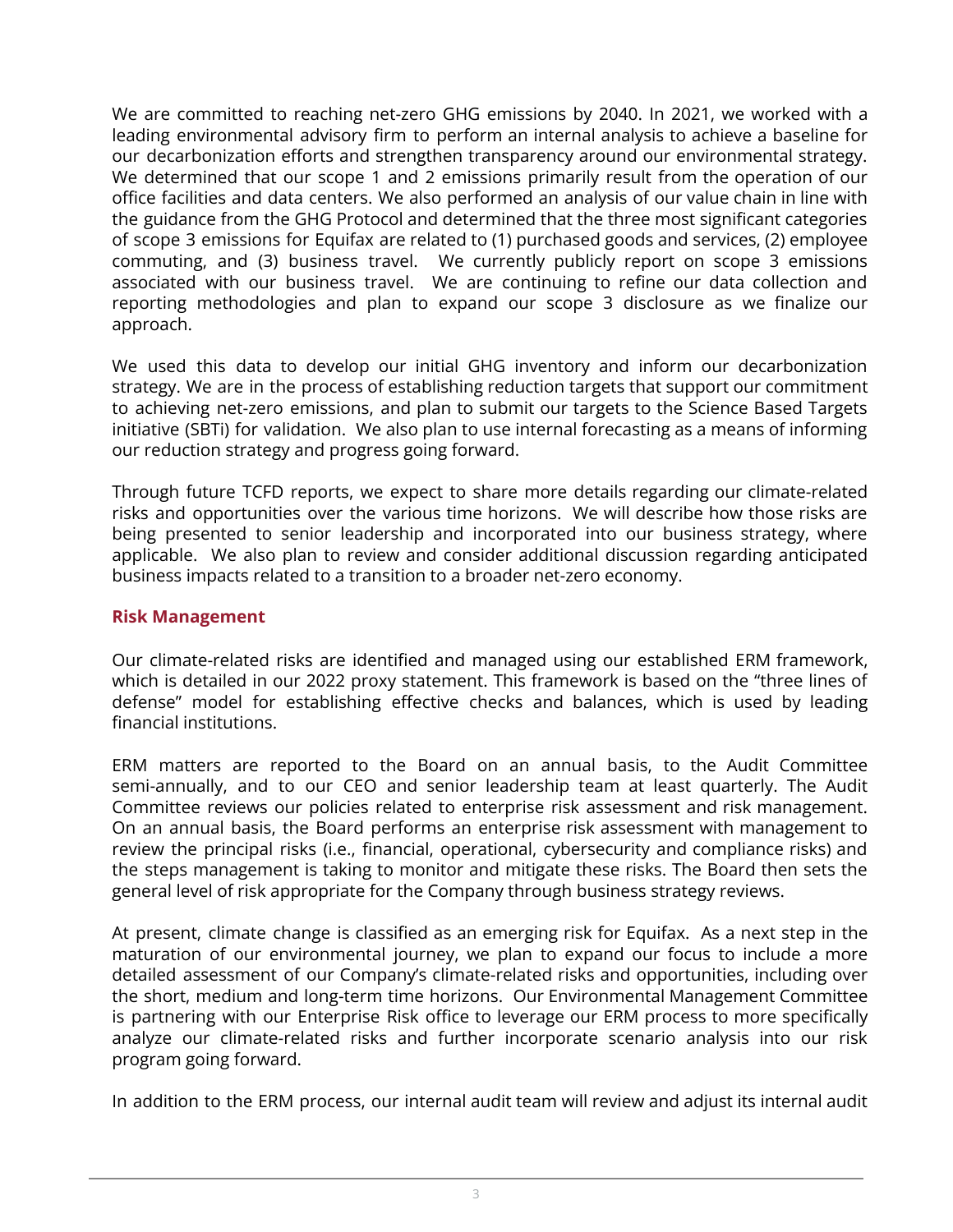We are committed to reaching net-zero GHG emissions by 2040. In 2021, we worked with a leading environmental advisory firm to perform an internal analysis to achieve a baseline for our decarbonization efforts and strengthen transparency around our environmental strategy. We determined that our scope 1 and 2 emissions primarily result from the operation of our office facilities and data centers. We also performed an analysis of our value chain in line with the guidance from the GHG Protocol and determined that the three most significant categories of scope 3 emissions for Equifax are related to (1) purchased goods and services, (2) employee commuting, and (3) business travel. We currently publicly report on scope 3 emissions associated with our business travel. We are continuing to refine our data collection and reporting methodologies and plan to expand our scope 3 disclosure as we finalize our approach.

We used this data to develop our initial GHG inventory and inform our decarbonization strategy. We are in the process of establishing reduction targets that support our commitment to achieving net-zero emissions, and plan to submit our targets to the Science Based Targets initiative (SBTi) for validation. We also plan to use internal forecasting as a means of informing our reduction strategy and progress going forward.

Through future TCFD reports, we expect to share more details regarding our climate-related risks and opportunities over the various time horizons. We will describe how those risks are being presented to senior leadership and incorporated into our business strategy, where applicable. We also plan to review and consider additional discussion regarding anticipated business impacts related to a transition to a broader net-zero economy.

## Risk Management

Our climate-related risks are identified and managed using our established ERM framework, which is detailed in our 2022 proxy statement. This framework is based on the "three lines of defense" model for establishing effective checks and balances, which is used by leading financial institutions.

ERM matters are reported to the Board on an annual basis, to the Audit Committee semi-annually, and to our CEO and senior leadership team at least quarterly. The Audit Committee reviews our policies related to enterprise risk assessment and risk management. On an annual basis, the Board performs an enterprise risk assessment with management to review the principal risks (i.e., financial, operational, cybersecurity and compliance risks) and the steps management is taking to monitor and mitigate these risks. The Board then sets the general level of risk appropriate for the Company through business strategy reviews.

At present, climate change is classified as an emerging risk for Equifax. As a next step in the maturation of our environmental journey, we plan to expand our focus to include a more detailed assessment of our Company's climate-related risks and opportunities, including over the short, medium and long-term time horizons. Our Environmental Management Committee is partnering with our Enterprise Risk office to leverage our ERM process to more specifically analyze our climate-related risks and further incorporate scenario analysis into our risk program going forward.

In addition to the ERM process, our internal audit team will review and adjust its internal audit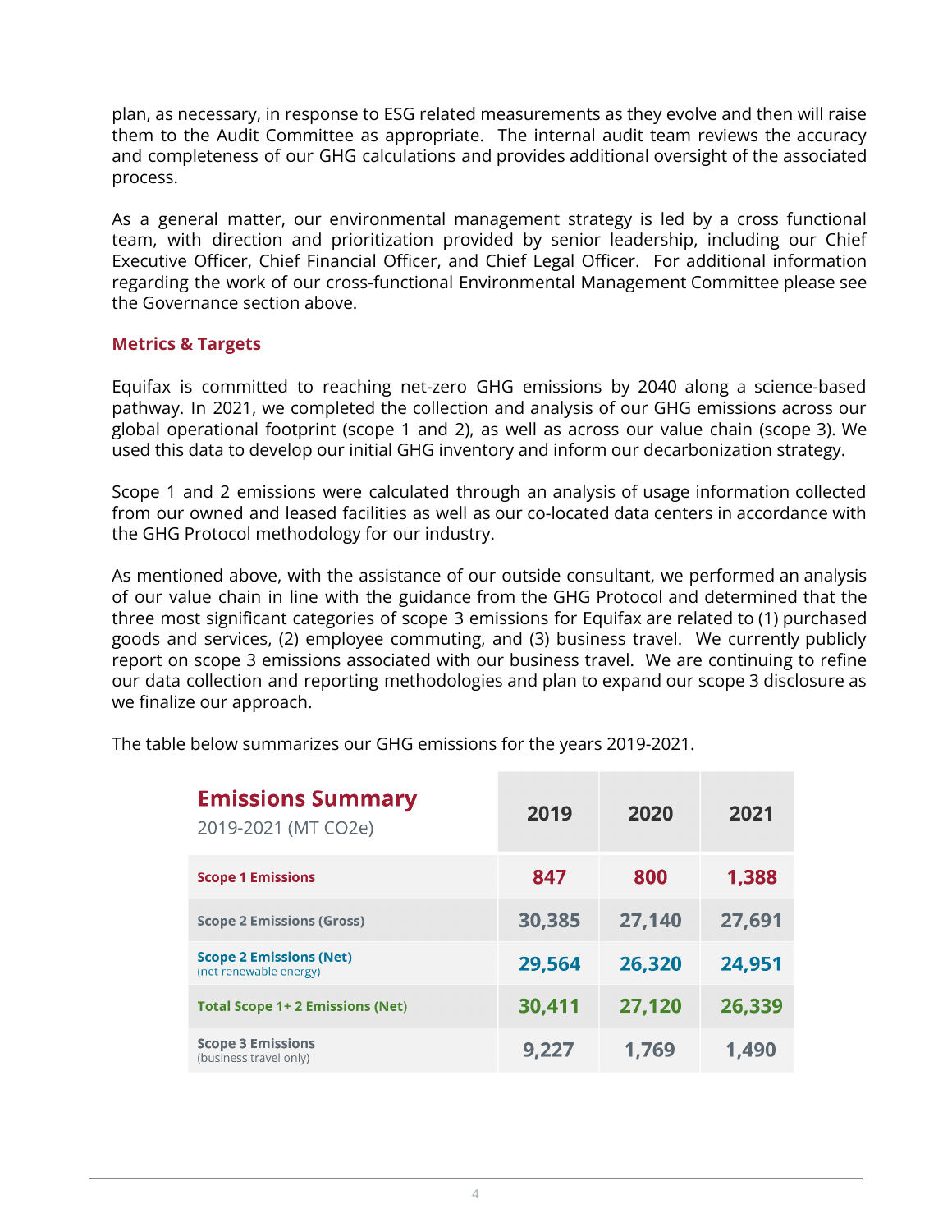plan, as necessary, in response to ESG related measurements as they evolve and then will raise them to the Audit Committee as appropriate. The internal audit team reviews the accuracy and completeness of our GHG calculations and provides additional oversight of the associated process.

As a general matter, our environmental management strategy is led by a cross functional team, with direction and prioritization provided by senior leadership, including our Chief Executive Officer, Chief Financial Officer, and Chief Legal Officer. For additional information regarding the work of our cross-functional Environmental Management Committee please see the Governance section above.

## Metrics & Targets

Equifax is committed to reaching net-zero GHG emissions by 2040 along a science-based pathway. In 2021, we completed the collection and analysis of our GHG emissions across our global operational footprint (scope 1 and 2), as well as across our value chain (scope 3). We used this data to develop our initial GHG inventory and inform our decarbonization strategy.

Scope 1 and 2 emissions were calculated through an analysis of usage information collected from our owned and leased facilities as well as our co-located data centers in accordance with the GHG Protocol methodology for our industry.

As mentioned above, with the assistance of our outside consultant, we performed an analysis of our value chain in line with the guidance from the GHG Protocol and determined that the three most significant categories of scope 3 emissions for Equifax are related to (1) purchased goods and services, (2) employee commuting, and (3) business travel. We currently publicly report on scope 3 emissions associated with our business travel. We are continuing to refine our data collection and reporting methodologies and plan to expand our scope 3 disclosure as we finalize our approach.

The table below summarizes our GHG emissions for the years 2019-2021.

| **Emissions Summary** 2019-2021 (MT CO2e) | 2019 | 2020 | 2021 |
|---|---|---|---|
| **Scope 1 Emissions** | 847 | 800 | 1,388 |
| **Scope 2 Emissions (Gross)** | 30,385 | 27,140 | 27,691 |
| **Scope 2 Emissions (Net)** (net renewable energy) | 29,564 | 26,320 | 24,951 |
| **Total Scope 1+ 2 Emissions (Net)** | 30,411 | 27,120 | 26,339 |
| **Scope 3 Emissions** (business travel only) | 9,227 | 1,769 | 1,490 |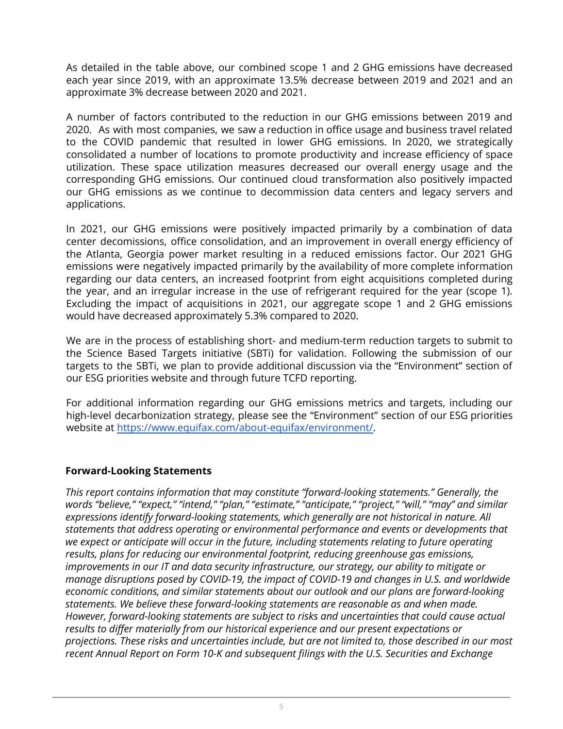As detailed in the table above, our combined scope 1 and 2 GHG emissions have decreased each year since 2019, with an approximate 13.5% decrease between 2019 and 2021 and an approximate 3% decrease between 2020 and 2021.

A number of factors contributed to the reduction in our GHG emissions between 2019 and 2020. As with most companies, we saw a reduction in office usage and business travel related to the COVID pandemic that resulted in lower GHG emissions. In 2020, we strategically consolidated a number of locations to promote productivity and increase efficiency of space utilization. These space utilization measures decreased our overall energy usage and the corresponding GHG emissions. Our continued cloud transformation also positively impacted our GHG emissions as we continue to decommission data centers and legacy servers and applications.

In 2021, our GHG emissions were positively impacted primarily by a combination of data center decomissions, office consolidation, and an improvement in overall energy efficiency of the Atlanta, Georgia power market resulting in a reduced emissions factor. Our 2021 GHG emissions were negatively impacted primarily by the availability of more complete information regarding our data centers, an increased footprint from eight acquisitions completed during the year, and an irregular increase in the use of refrigerant required for the year (scope 1). Excluding the impact of acquisitions in 2021, our aggregate scope 1 and 2 GHG emissions would have decreased approximately 5.3% compared to 2020.

We are in the process of establishing short- and medium-term reduction targets to submit to the Science Based Targets initiative (SBTi) for validation. Following the submission of our targets to the SBTi, we plan to provide additional discussion via the "Environment" section of our ESG priorities website and through future TCFD reporting.

For additional information regarding our GHG emissions metrics and targets, including our high-level decarbonization strategy, please see the "Environment" section of our ESG priorities website at [https://www.equifax.com/about-equifax/environment/](https://www.equifax.com/about-equifax/environment/).

## Forward-Looking Statements

*This report contains information that may constitute "forward-looking statements." Generally, the words "believe," "expect," "intend," "plan," "estimate," "anticipate," "project," "will," "may" and similar expressions identify forward-looking statements, which generally are not historical in nature. All statements that address operating or environmental performance and events or developments that we expect or anticipate will occur in the future, including statements relating to future operating results, plans for reducing our environmental footprint, reducing greenhouse gas emissions, improvements in our IT and data security infrastructure, our strategy, our ability to mitigate or manage disruptions posed by COVID-19, the impact of COVID-19 and changes in U.S. and worldwide economic conditions, and similar statements about our outlook and our plans are forward-looking statements. We believe these forward-looking statements are reasonable as and when made. However, forward-looking statements are subject to risks and uncertainties that could cause actual results to differ materially from our historical experience and our present expectations or projections. These risks and uncertainties include, but are not limited to, those described in our most recent Annual Report on Form 10-K and subsequent filings with the U.S. Securities and Exchange*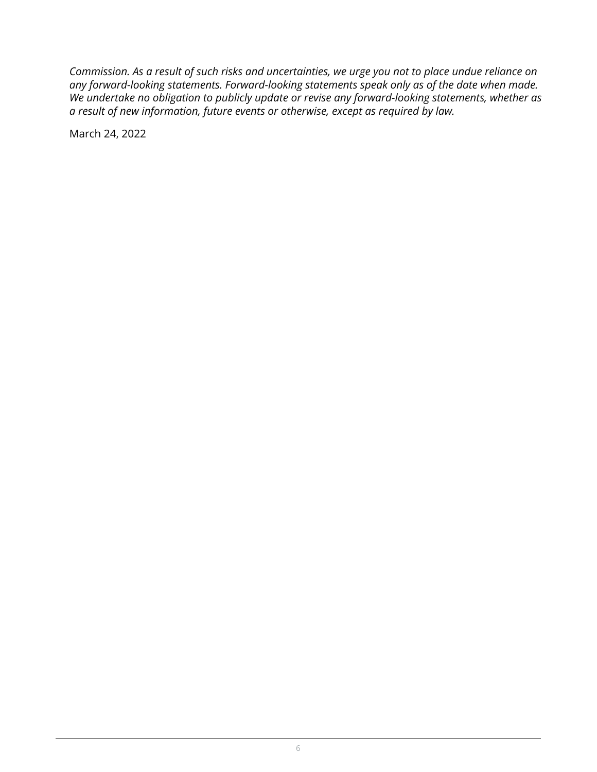*Commission. As a result of such risks and uncertainties, we urge you not to place undue reliance on any forward-looking statements. Forward-looking statements speak only as of the date when made. We undertake no obligation to publicly update or revise any forward-looking statements, whether as a result of new information, future events or otherwise, except as required by law.*

March 24, 2022